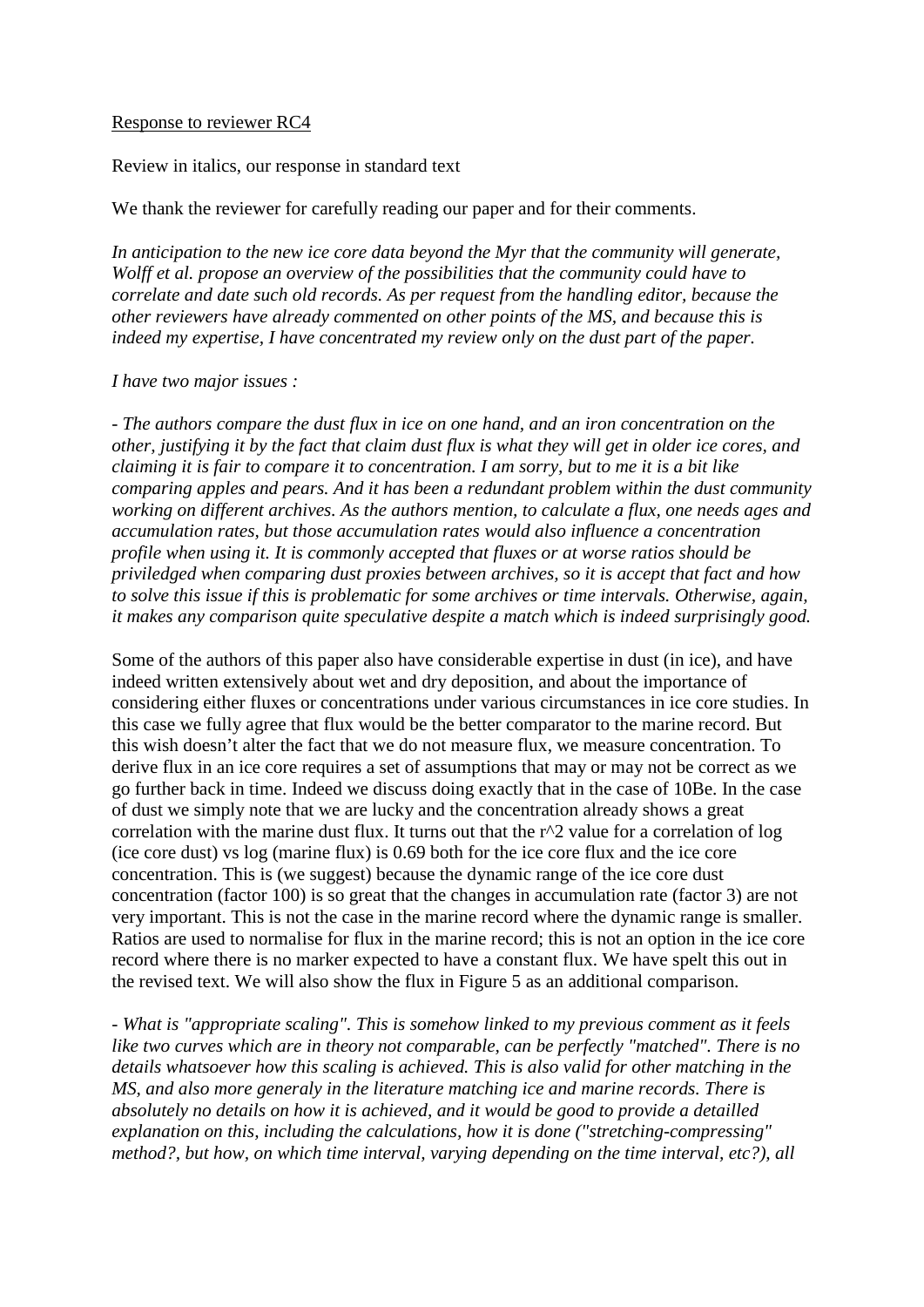Response to reviewer RC4

Review in italics, our response in standard text

We thank the reviewer for carefully reading our paper and for their comments.

*In anticipation to the new ice core data beyond the Myr that the community will generate, Wolff et al. propose an overview of the possibilities that the community could have to correlate and date such old records. As per request from the handling editor, because the other reviewers have already commented on other points of the MS, and because this is indeed my expertise, I have concentrated my review only on the dust part of the paper.*

*I have two major issues :*

*- The authors compare the dust flux in ice on one hand, and an iron concentration on the other, justifying it by the fact that claim dust flux is what they will get in older ice cores, and claiming it is fair to compare it to concentration. I am sorry, but to me it is a bit like comparing apples and pears. And it has been a redundant problem within the dust community working on different archives. As the authors mention, to calculate a flux, one needs ages and accumulation rates, but those accumulation rates would also influence a concentration profile when using it. It is commonly accepted that fluxes or at worse ratios should be priviledged when comparing dust proxies between archives, so it is accept that fact and how to solve this issue if this is problematic for some archives or time intervals. Otherwise, again, it makes any comparison quite speculative despite a match which is indeed surprisingly good.*

Some of the authors of this paper also have considerable expertise in dust (in ice), and have indeed written extensively about wet and dry deposition, and about the importance of considering either fluxes or concentrations under various circumstances in ice core studies. In this case we fully agree that flux would be the better comparator to the marine record. But this wish doesn't alter the fact that we do not measure flux, we measure concentration. To derive flux in an ice core requires a set of assumptions that may or may not be correct as we go further back in time. Indeed we discuss doing exactly that in the case of 10Be. In the case of dust we simply note that we are lucky and the concentration already shows a great correlation with the marine dust flux. It turns out that the $r^2$ value for a correlation of log (ice core dust) vs log (marine flux) is 0.69 both for the ice core flux and the ice core concentration. This is (we suggest) because the dynamic range of the ice core dust concentration (factor 100) is so great that the changes in accumulation rate (factor 3) are not very important. This is not the case in the marine record where the dynamic range is smaller. Ratios are used to normalise for flux in the marine record; this is not an option in the ice core record where there is no marker expected to have a constant flux. We have spelt this out in the revised text. We will also show the flux in Figure 5 as an additional comparison.

*- What is "appropriate scaling". This is somehow linked to my previous comment as it feels like two curves which are in theory not comparable, can be perfectly "matched". There is no details whatsoever how this scaling is achieved. This is also valid for other matching in the MS, and also more generaly in the literature matching ice and marine records. There is absolutely no details on how it is achieved, and it would be good to provide a detailled explanation on this, including the calculations, how it is done ("stretching-compressing" method?, but how, on which time interval, varying depending on the time interval, etc?), all*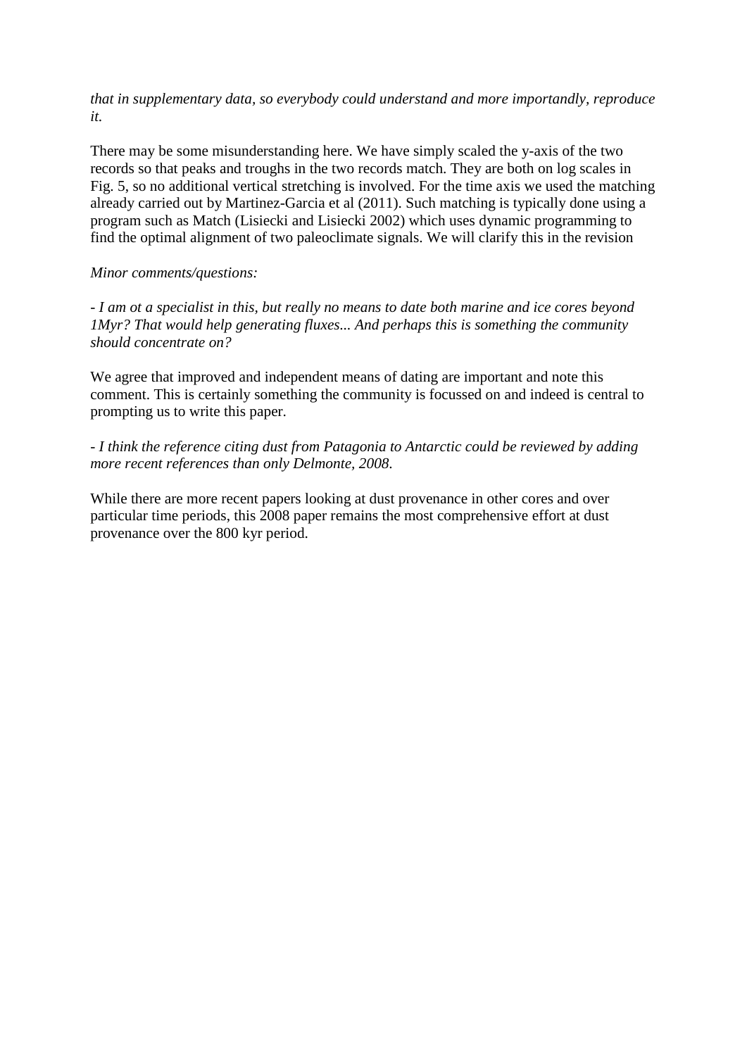*that in supplementary data, so everybody could understand and more importandly, reproduce it.*

There may be some misunderstanding here. We have simply scaled the y-axis of the two records so that peaks and troughs in the two records match. They are both on log scales in Fig. 5, so no additional vertical stretching is involved. For the time axis we used the matching already carried out by Martinez-Garcia et al (2011). Such matching is typically done using a program such as Match (Lisiecki and Lisiecki 2002) which uses dynamic programming to find the optimal alignment of two paleoclimate signals. We will clarify this in the revision

*Minor comments/questions:*

*- I am ot a specialist in this, but really no means to date both marine and ice cores beyond 1Myr? That would help generating fluxes... And perhaps this is something the community should concentrate on?*

We agree that improved and independent means of dating are important and note this comment. This is certainly something the community is focussed on and indeed is central to prompting us to write this paper.

*- I think the reference citing dust from Patagonia to Antarctic could be reviewed by adding more recent references than only Delmonte, 2008.*

While there are more recent papers looking at dust provenance in other cores and over particular time periods, this 2008 paper remains the most comprehensive effort at dust provenance over the 800 kyr period.